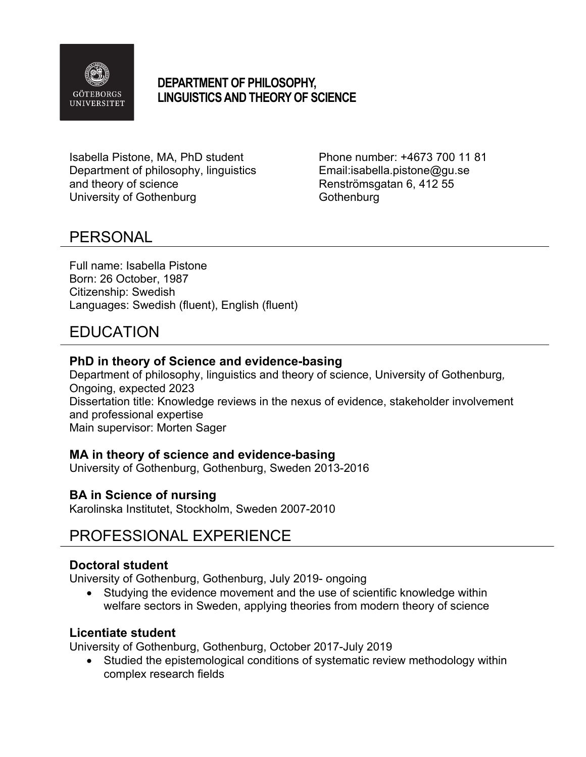**DEPARTMENT OF PHILOSOPHY, LINGUISTICS AND THEORY OF SCIENCE**

Isabella Pistone, MA, PhD student
Department of philosophy, linguistics and theory of science
University of Gothenburg

Phone number: +4673 700 11 81
Email:isabella.pistone@gu.se
Renströmsgatan 6, 412 55
Gothenburg

## PERSONAL

Full name: Isabella Pistone
Born: 26 October, 1987
Citizenship: Swedish
Languages: Swedish (fluent), English (fluent)

## EDUCATION

### PhD in theory of Science and evidence-basing

Department of philosophy, linguistics and theory of science, University of Gothenburg, Ongoing, expected 2023
Dissertation title: Knowledge reviews in the nexus of evidence, stakeholder involvement and professional expertise
Main supervisor: Morten Sager

### MA in theory of science and evidence-basing

University of Gothenburg, Gothenburg, Sweden 2013-2016

### BA in Science of nursing

Karolinska Institutet, Stockholm, Sweden 2007-2010

## PROFESSIONAL EXPERIENCE

### Doctoral student

University of Gothenburg, Gothenburg, July 2019- ongoing

- Studying the evidence movement and the use of scientific knowledge within welfare sectors in Sweden, applying theories from modern theory of science

### Licentiate student

University of Gothenburg, Gothenburg, October 2017-July 2019

- Studied the epistemological conditions of systematic review methodology within complex research fields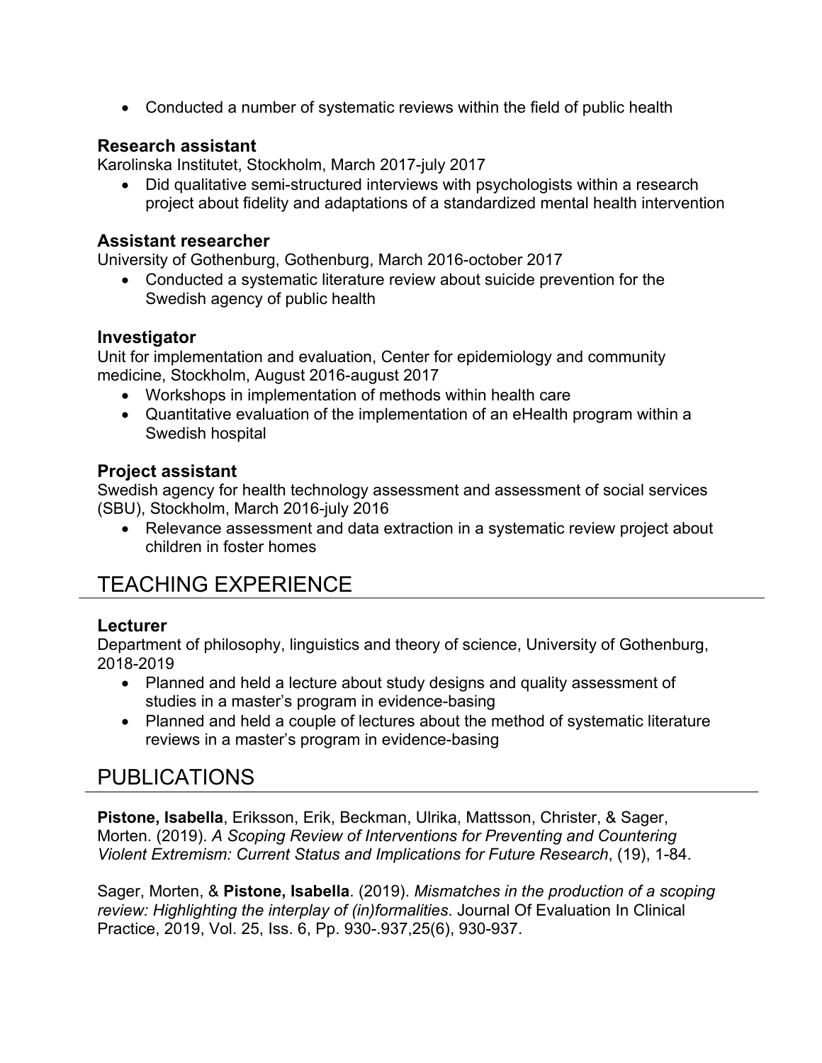- Conducted a number of systematic reviews within the field of public health

### Research assistant

Karolinska Institutet, Stockholm, March 2017-july 2017

- Did qualitative semi-structured interviews with psychologists within a research project about fidelity and adaptations of a standardized mental health intervention

### Assistant researcher

University of Gothenburg, Gothenburg, March 2016-october 2017

- Conducted a systematic literature review about suicide prevention for the Swedish agency of public health

### Investigator

Unit for implementation and evaluation, Center for epidemiology and community medicine, Stockholm, August 2016-august 2017

- Workshops in implementation of methods within health care
- Quantitative evaluation of the implementation of an eHealth program within a Swedish hospital

### Project assistant

Swedish agency for health technology assessment and assessment of social services (SBU), Stockholm, March 2016-july 2016

- Relevance assessment and data extraction in a systematic review project about children in foster homes

## TEACHING EXPERIENCE

### Lecturer

Department of philosophy, linguistics and theory of science, University of Gothenburg, 2018-2019

- Planned and held a lecture about study designs and quality assessment of studies in a master's program in evidence-basing
- Planned and held a couple of lectures about the method of systematic literature reviews in a master's program in evidence-basing

## PUBLICATIONS

**Pistone, Isabella**, Eriksson, Erik, Beckman, Ulrika, Mattsson, Christer, & Sager, Morten. (2019). *A Scoping Review of Interventions for Preventing and Countering Violent Extremism: Current Status and Implications for Future Research*, (19), 1-84.

Sager, Morten, & **Pistone, Isabella**. (2019). *Mismatches in the production of a scoping review: Highlighting the interplay of (in)formalities*. Journal Of Evaluation In Clinical Practice, 2019, Vol. 25, Iss. 6, Pp. 930-.937,25(6), 930-937.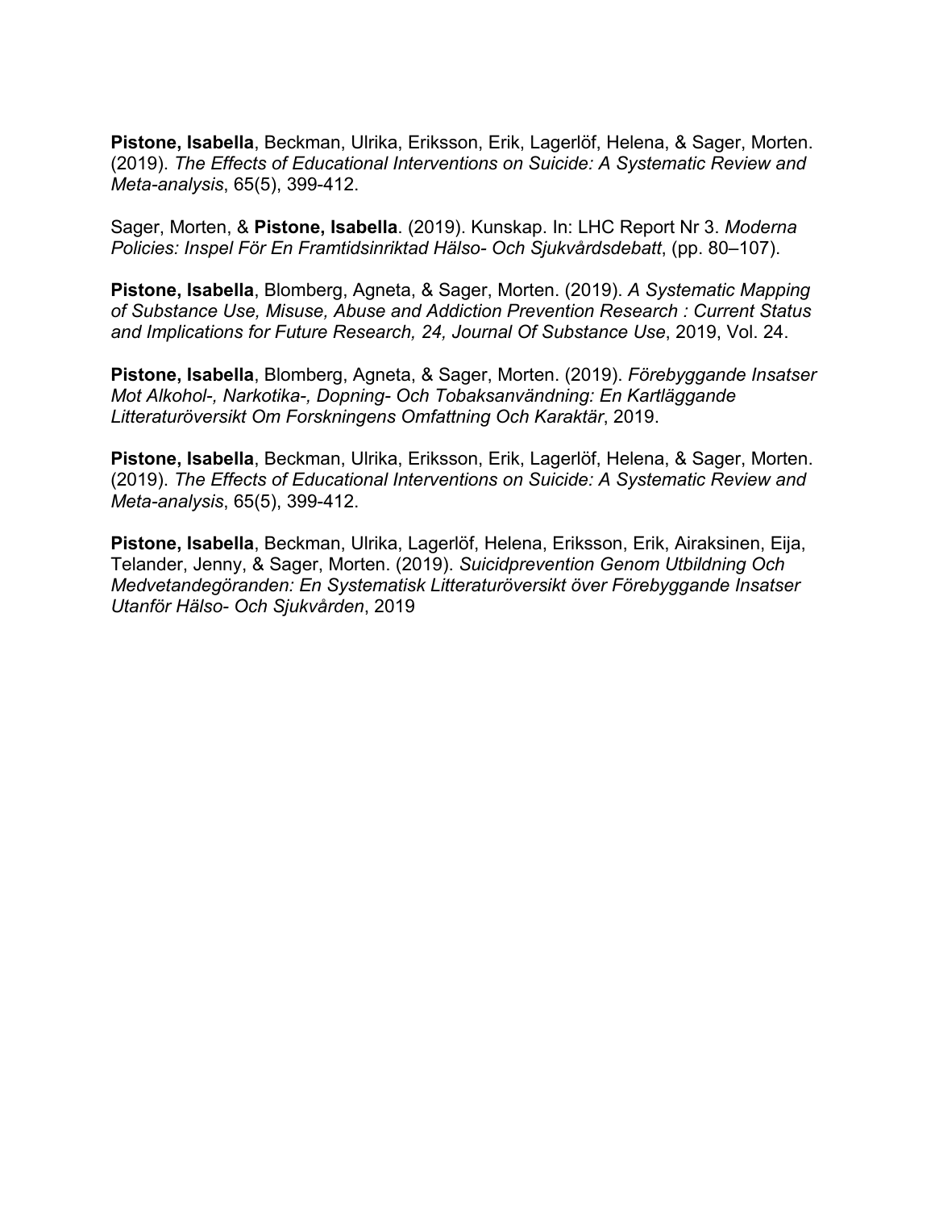**Pistone, Isabella**, Beckman, Ulrika, Eriksson, Erik, Lagerlöf, Helena, & Sager, Morten. (2019). *The Effects of Educational Interventions on Suicide: A Systematic Review and Meta-analysis*, 65(5), 399-412.

Sager, Morten, & **Pistone, Isabella**. (2019). Kunskap. In: LHC Report Nr 3. *Moderna Policies: Inspel För En Framtidsinriktad Hälso- Och Sjukvårdsdebatt*, (pp. 80–107).

**Pistone, Isabella**, Blomberg, Agneta, & Sager, Morten. (2019). *A Systematic Mapping of Substance Use, Misuse, Abuse and Addiction Prevention Research : Current Status and Implications for Future Research, 24, Journal Of Substance Use*, 2019, Vol. 24.

**Pistone, Isabella**, Blomberg, Agneta, & Sager, Morten. (2019). *Förebyggande Insatser Mot Alkohol-, Narkotika-, Dopning- Och Tobaksanvändning: En Kartläggande Litteraturöversikt Om Forskningens Omfattning Och Karaktär*, 2019.

**Pistone, Isabella**, Beckman, Ulrika, Eriksson, Erik, Lagerlöf, Helena, & Sager, Morten. (2019). *The Effects of Educational Interventions on Suicide: A Systematic Review and Meta-analysis*, 65(5), 399-412.

**Pistone, Isabella**, Beckman, Ulrika, Lagerlöf, Helena, Eriksson, Erik, Airaksinen, Eija, Telander, Jenny, & Sager, Morten. (2019). *Suicidprevention Genom Utbildning Och Medvetandegöranden: En Systematisk Litteraturöversikt över Förebyggande Insatser Utanför Hälso- Och Sjukvården*, 2019